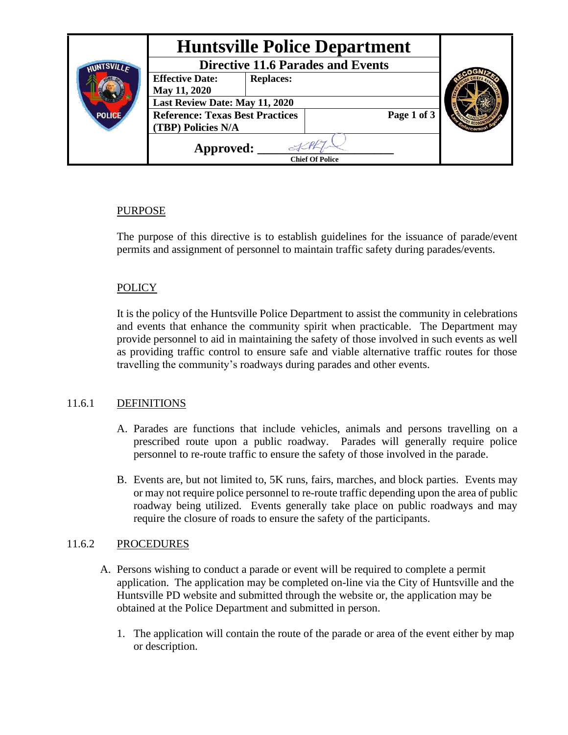| Huntsville Police Department | |
|---|---|
| Directive 11.6 Parades and Events | |
| **Effective Date:** May 11, 2020 | **Replaces:** |
| **Last Review Date: May 11, 2020** | |
| **Reference: Texas Best Practices (TBP) Policies N/A** | |
| **Approved:** ____________________ Chief Of Police | |

## PURPOSE

The purpose of this directive is to establish guidelines for the issuance of parade/event permits and assignment of personnel to maintain traffic safety during parades/events.

## POLICY

It is the policy of the Huntsville Police Department to assist the community in celebrations and events that enhance the community spirit when practicable. The Department may provide personnel to aid in maintaining the safety of those involved in such events as well as providing traffic control to ensure safe and viable alternative traffic routes for those travelling the community's roadways during parades and other events.

## 11.6.1 DEFINITIONS

A. Parades are functions that include vehicles, animals and persons travelling on a prescribed route upon a public roadway. Parades will generally require police personnel to re-route traffic to ensure the safety of those involved in the parade.

B. Events are, but not limited to, 5K runs, fairs, marches, and block parties. Events may or may not require police personnel to re-route traffic depending upon the area of public roadway being utilized. Events generally take place on public roadways and may require the closure of roads to ensure the safety of the participants.

## 11.6.2 PROCEDURES

A. Persons wishing to conduct a parade or event will be required to complete a permit application. The application may be completed on-line via the City of Huntsville and the Huntsville PD website and submitted through the website or, the application may be obtained at the Police Department and submitted in person.

1. The application will contain the route of the parade or area of the event either by map or description.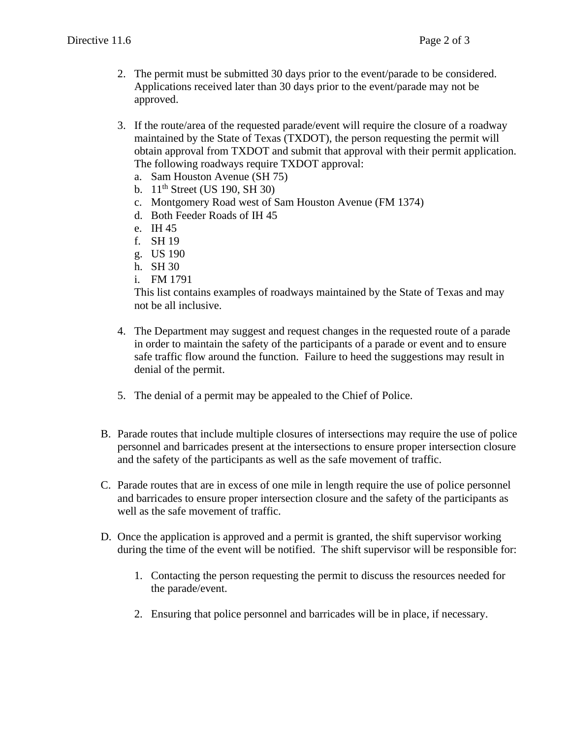2. The permit must be submitted 30 days prior to the event/parade to be considered. Applications received later than 30 days prior to the event/parade may not be approved.

3. If the route/area of the requested parade/event will require the closure of a roadway maintained by the State of Texas (TXDOT), the person requesting the permit will obtain approval from TXDOT and submit that approval with their permit application. The following roadways require TXDOT approval:
   a. Sam Houston Avenue (SH 75)
   b. 11th Street (US 190, SH 30)
   c. Montgomery Road west of Sam Houston Avenue (FM 1374)
   d. Both Feeder Roads of IH 45
   e. IH 45
   f. SH 19
   g. US 190
   h. SH 30
   i. FM 1791

   This list contains examples of roadways maintained by the State of Texas and may not be all inclusive.

4. The Department may suggest and request changes in the requested route of a parade in order to maintain the safety of the participants of a parade or event and to ensure safe traffic flow around the function. Failure to heed the suggestions may result in denial of the permit.

5. The denial of a permit may be appealed to the Chief of Police.

B. Parade routes that include multiple closures of intersections may require the use of police personnel and barricades present at the intersections to ensure proper intersection closure and the safety of the participants as well as the safe movement of traffic.

C. Parade routes that are in excess of one mile in length require the use of police personnel and barricades to ensure proper intersection closure and the safety of the participants as well as the safe movement of traffic.

D. Once the application is approved and a permit is granted, the shift supervisor working during the time of the event will be notified. The shift supervisor will be responsible for:

   1. Contacting the person requesting the permit to discuss the resources needed for the parade/event.

   2. Ensuring that police personnel and barricades will be in place, if necessary.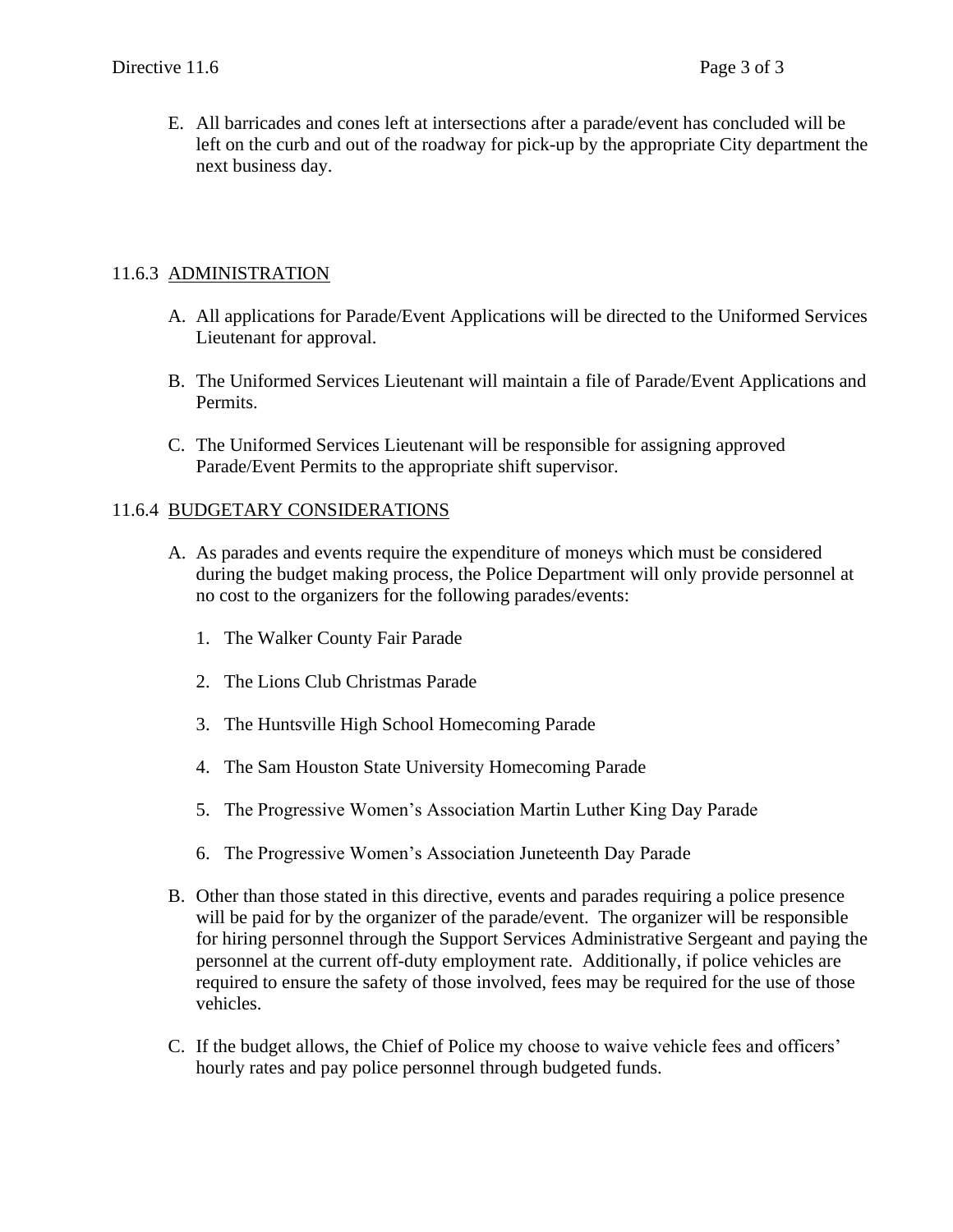E. All barricades and cones left at intersections after a parade/event has concluded will be left on the curb and out of the roadway for pick-up by the appropriate City department the next business day.

## 11.6.3 ADMINISTRATION

A. All applications for Parade/Event Applications will be directed to the Uniformed Services Lieutenant for approval.

B. The Uniformed Services Lieutenant will maintain a file of Parade/Event Applications and Permits.

C. The Uniformed Services Lieutenant will be responsible for assigning approved Parade/Event Permits to the appropriate shift supervisor.

## 11.6.4 BUDGETARY CONSIDERATIONS

A. As parades and events require the expenditure of moneys which must be considered during the budget making process, the Police Department will only provide personnel at no cost to the organizers for the following parades/events:

1. The Walker County Fair Parade
2. The Lions Club Christmas Parade
3. The Huntsville High School Homecoming Parade
4. The Sam Houston State University Homecoming Parade
5. The Progressive Women's Association Martin Luther King Day Parade
6. The Progressive Women's Association Juneteenth Day Parade

B. Other than those stated in this directive, events and parades requiring a police presence will be paid for by the organizer of the parade/event. The organizer will be responsible for hiring personnel through the Support Services Administrative Sergeant and paying the personnel at the current off-duty employment rate. Additionally, if police vehicles are required to ensure the safety of those involved, fees may be required for the use of those vehicles.

C. If the budget allows, the Chief of Police my choose to waive vehicle fees and officers' hourly rates and pay police personnel through budgeted funds.